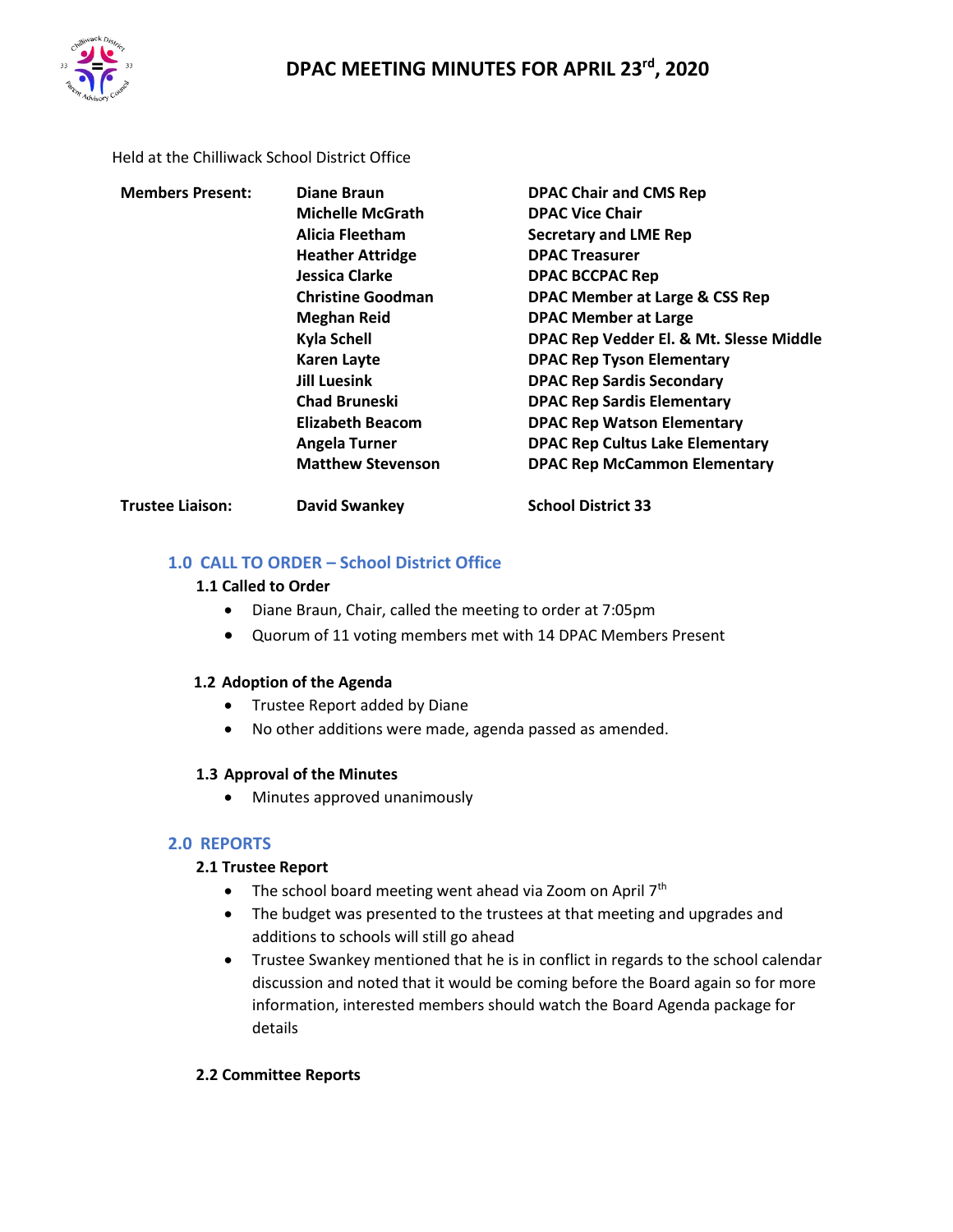# DPAC MEETING MINUTES FOR APRIL 23rd, 2020

Held at the Chilliwack School District Office

| | | |
|---|---|---|
| **Members Present:** | **Diane Braun** | **DPAC Chair and CMS Rep** |
| | **Michelle McGrath** | **DPAC Vice Chair** |
| | **Alicia Fleetham** | **Secretary and LME Rep** |
| | **Heather Attridge** | **DPAC Treasurer** |
| | **Jessica Clarke** | **DPAC BCCPAC Rep** |
| | **Christine Goodman** | **DPAC Member at Large & CSS Rep** |
| | **Meghan Reid** | **DPAC Member at Large** |
| | **Kyla Schell** | **DPAC Rep Vedder El. & Mt. Slesse Middle** |
| | **Karen Layte** | **DPAC Rep Tyson Elementary** |
| | **Jill Luesink** | **DPAC Rep Sardis Secondary** |
| | **Chad Bruneski** | **DPAC Rep Sardis Elementary** |
| | **Elizabeth Beacom** | **DPAC Rep Watson Elementary** |
| | **Angela Turner** | **DPAC Rep Cultus Lake Elementary** |
| | **Matthew Stevenson** | **DPAC Rep McCammon Elementary** |
| **Trustee Liaison:** | **David Swankey** | **School District 33** |

## 1.0 CALL TO ORDER – School District Office

### 1.1 Called to Order

- Diane Braun, Chair, called the meeting to order at 7:05pm
- Quorum of 11 voting members met with 14 DPAC Members Present

### 1.2 Adoption of the Agenda

- Trustee Report added by Diane
- No other additions were made, agenda passed as amended.

### 1.3 Approval of the Minutes

- Minutes approved unanimously

## 2.0 REPORTS

### 2.1 Trustee Report

- The school board meeting went ahead via Zoom on April 7th
- The budget was presented to the trustees at that meeting and upgrades and additions to schools will still go ahead
- Trustee Swankey mentioned that he is in conflict in regards to the school calendar discussion and noted that it would be coming before the Board again so for more information, interested members should watch the Board Agenda package for details

### 2.2 Committee Reports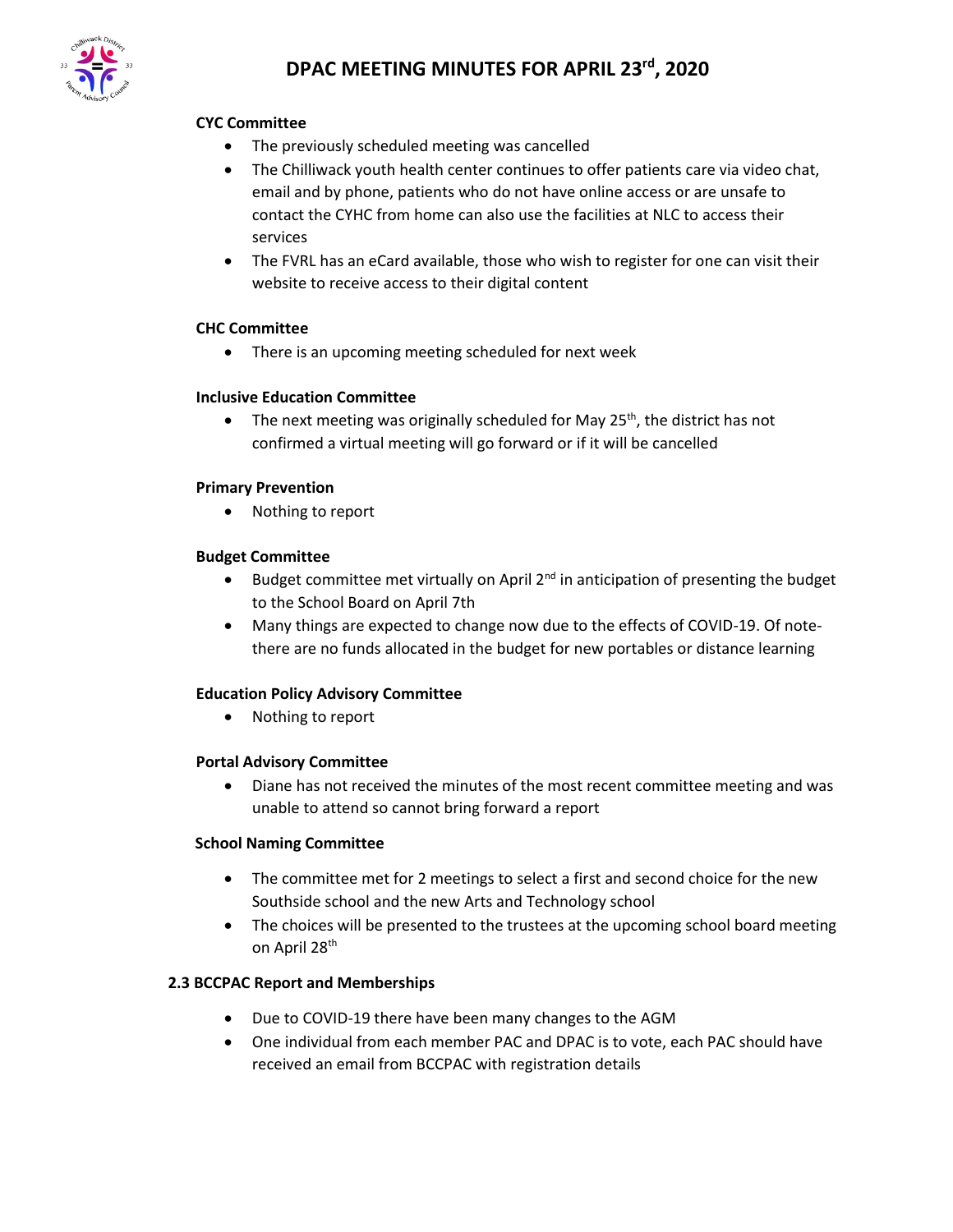**CYC Committee**

- The previously scheduled meeting was cancelled
- The Chilliwack youth health center continues to offer patients care via video chat, email and by phone, patients who do not have online access or are unsafe to contact the CYHC from home can also use the facilities at NLC to access their services
- The FVRL has an eCard available, those who wish to register for one can visit their website to receive access to their digital content

**CHC Committee**

- There is an upcoming meeting scheduled for next week

**Inclusive Education Committee**

- The next meeting was originally scheduled for May 25th, the district has not confirmed a virtual meeting will go forward or if it will be cancelled

**Primary Prevention**

- Nothing to report

**Budget Committee**

- Budget committee met virtually on April 2nd in anticipation of presenting the budget to the School Board on April 7th
- Many things are expected to change now due to the effects of COVID-19. Of note- there are no funds allocated in the budget for new portables or distance learning

**Education Policy Advisory Committee**

- Nothing to report

**Portal Advisory Committee**

- Diane has not received the minutes of the most recent committee meeting and was unable to attend so cannot bring forward a report

**School Naming Committee**

- The committee met for 2 meetings to select a first and second choice for the new Southside school and the new Arts and Technology school
- The choices will be presented to the trustees at the upcoming school board meeting on April 28th

### 2.3 BCCPAC Report and Memberships

- Due to COVID-19 there have been many changes to the AGM
- One individual from each member PAC and DPAC is to vote, each PAC should have received an email from BCCPAC with registration details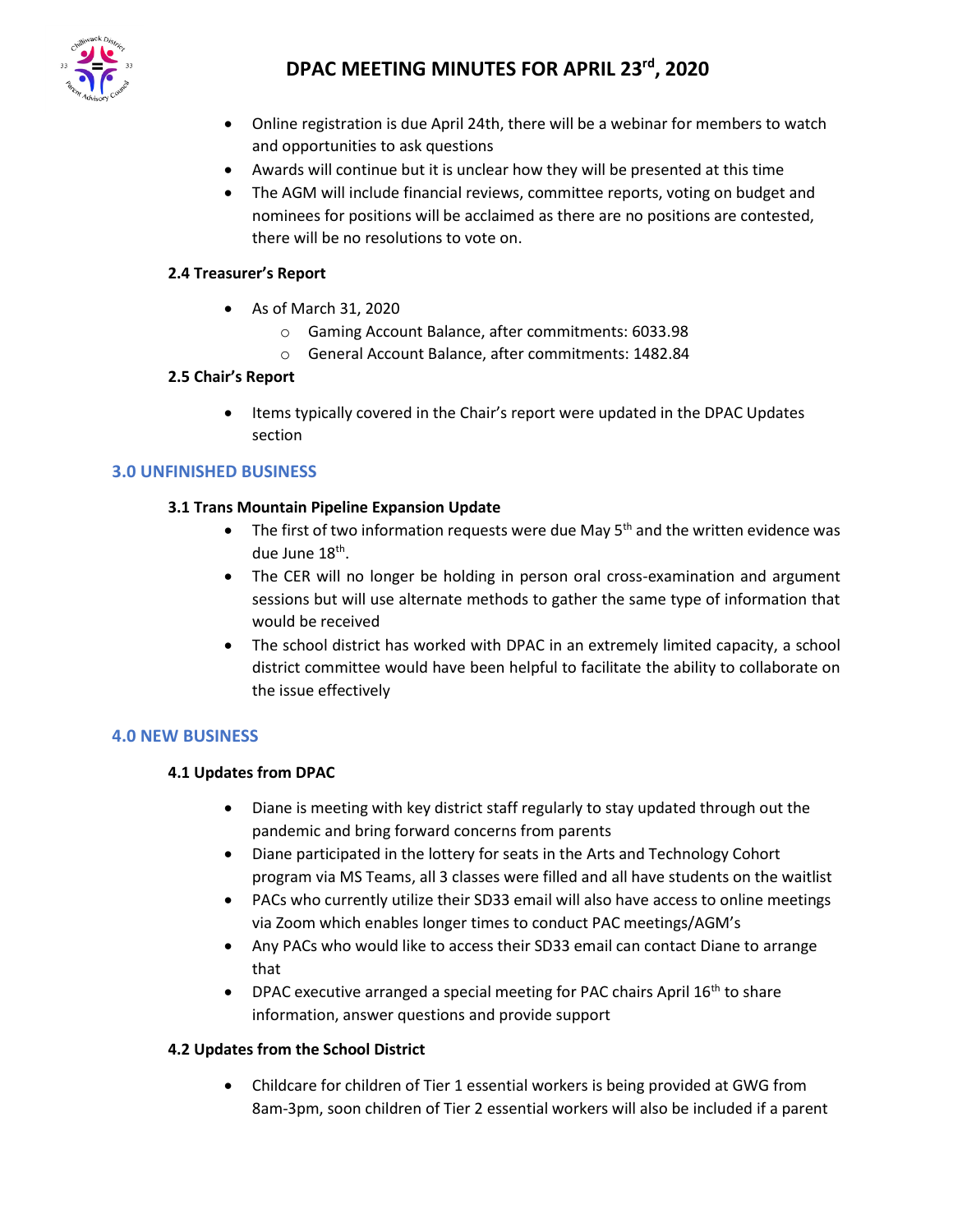- Online registration is due April 24th, there will be a webinar for members to watch and opportunities to ask questions
- Awards will continue but it is unclear how they will be presented at this time
- The AGM will include financial reviews, committee reports, voting on budget and nominees for positions will be acclaimed as there are no positions are contested, there will be no resolutions to vote on.

#### 2.4 Treasurer's Report

- As of March 31, 2020
  - Gaming Account Balance, after commitments: 6033.98
  - General Account Balance, after commitments: 1482.84

#### 2.5 Chair's Report

- Items typically covered in the Chair's report were updated in the DPAC Updates section

## 3.0 UNFINISHED BUSINESS

#### 3.1 Trans Mountain Pipeline Expansion Update

- The first of two information requests were due May 5th and the written evidence was due June 18th.
- The CER will no longer be holding in person oral cross-examination and argument sessions but will use alternate methods to gather the same type of information that would be received
- The school district has worked with DPAC in an extremely limited capacity, a school district committee would have been helpful to facilitate the ability to collaborate on the issue effectively

## 4.0 NEW BUSINESS

#### 4.1 Updates from DPAC

- Diane is meeting with key district staff regularly to stay updated through out the pandemic and bring forward concerns from parents
- Diane participated in the lottery for seats in the Arts and Technology Cohort program via MS Teams, all 3 classes were filled and all have students on the waitlist
- PACs who currently utilize their SD33 email will also have access to online meetings via Zoom which enables longer times to conduct PAC meetings/AGM's
- Any PACs who would like to access their SD33 email can contact Diane to arrange that
- DPAC executive arranged a special meeting for PAC chairs April 16th to share information, answer questions and provide support

#### 4.2 Updates from the School District

- Childcare for children of Tier 1 essential workers is being provided at GWG from 8am-3pm, soon children of Tier 2 essential workers will also be included if a parent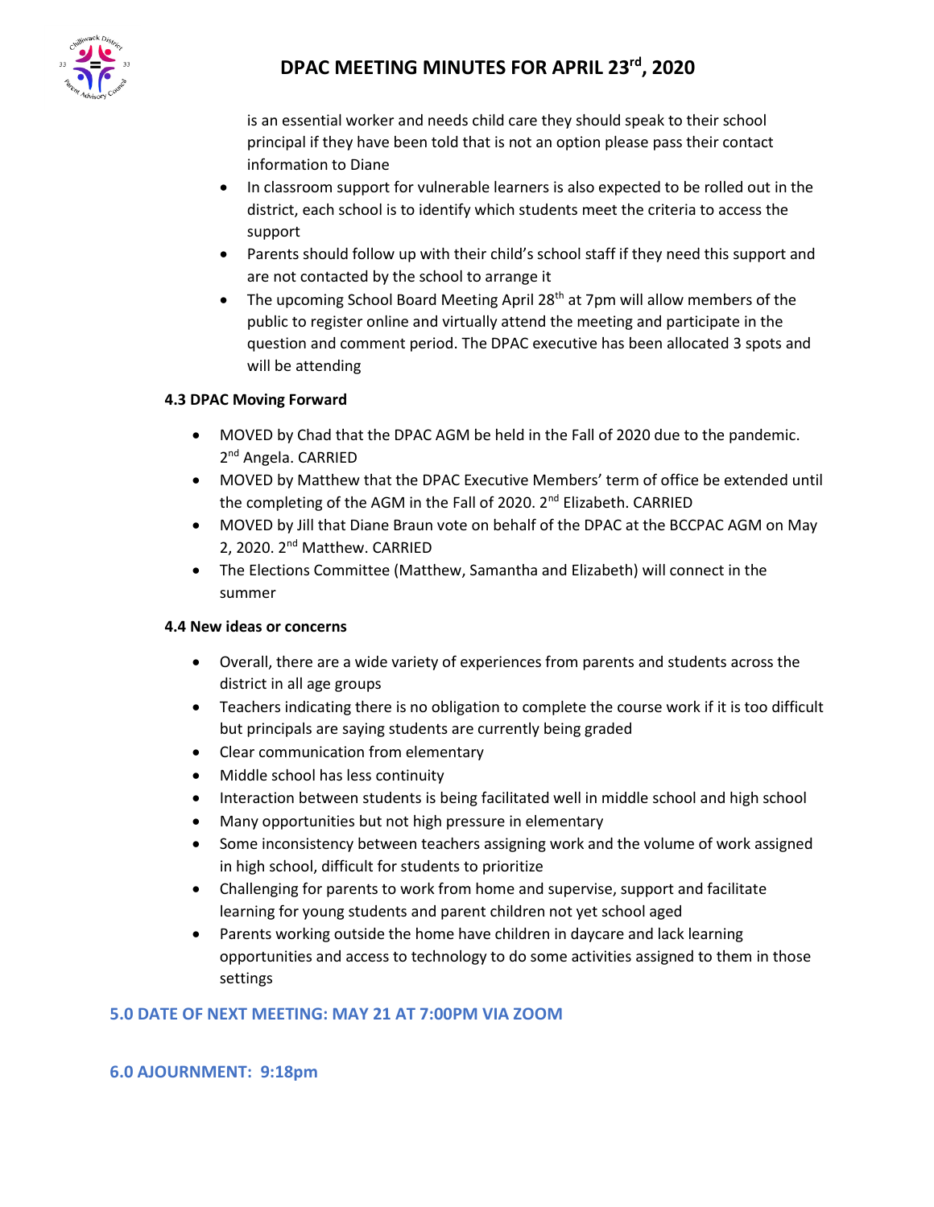is an essential worker and needs child care they should speak to their school principal if they have been told that is not an option please pass their contact information to Diane

- In classroom support for vulnerable learners is also expected to be rolled out in the district, each school is to identify which students meet the criteria to access the support
- Parents should follow up with their child's school staff if they need this support and are not contacted by the school to arrange it
- The upcoming School Board Meeting April 28th at 7pm will allow members of the public to register online and virtually attend the meeting and participate in the question and comment period. The DPAC executive has been allocated 3 spots and will be attending

**4.3 DPAC Moving Forward**

- MOVED by Chad that the DPAC AGM be held in the Fall of 2020 due to the pandemic. 2nd Angela. CARRIED
- MOVED by Matthew that the DPAC Executive Members' term of office be extended until the completing of the AGM in the Fall of 2020. 2nd Elizabeth. CARRIED
- MOVED by Jill that Diane Braun vote on behalf of the DPAC at the BCCPAC AGM on May 2, 2020. 2nd Matthew. CARRIED
- The Elections Committee (Matthew, Samantha and Elizabeth) will connect in the summer

**4.4 New ideas or concerns**

- Overall, there are a wide variety of experiences from parents and students across the district in all age groups
- Teachers indicating there is no obligation to complete the course work if it is too difficult but principals are saying students are currently being graded
- Clear communication from elementary
- Middle school has less continuity
- Interaction between students is being facilitated well in middle school and high school
- Many opportunities but not high pressure in elementary
- Some inconsistency between teachers assigning work and the volume of work assigned in high school, difficult for students to prioritize
- Challenging for parents to work from home and supervise, support and facilitate learning for young students and parent children not yet school aged
- Parents working outside the home have children in daycare and lack learning opportunities and access to technology to do some activities assigned to them in those settings

## 5.0 DATE OF NEXT MEETING: MAY 21 AT 7:00PM VIA ZOOM

## 6.0 AJOURNMENT: 9:18pm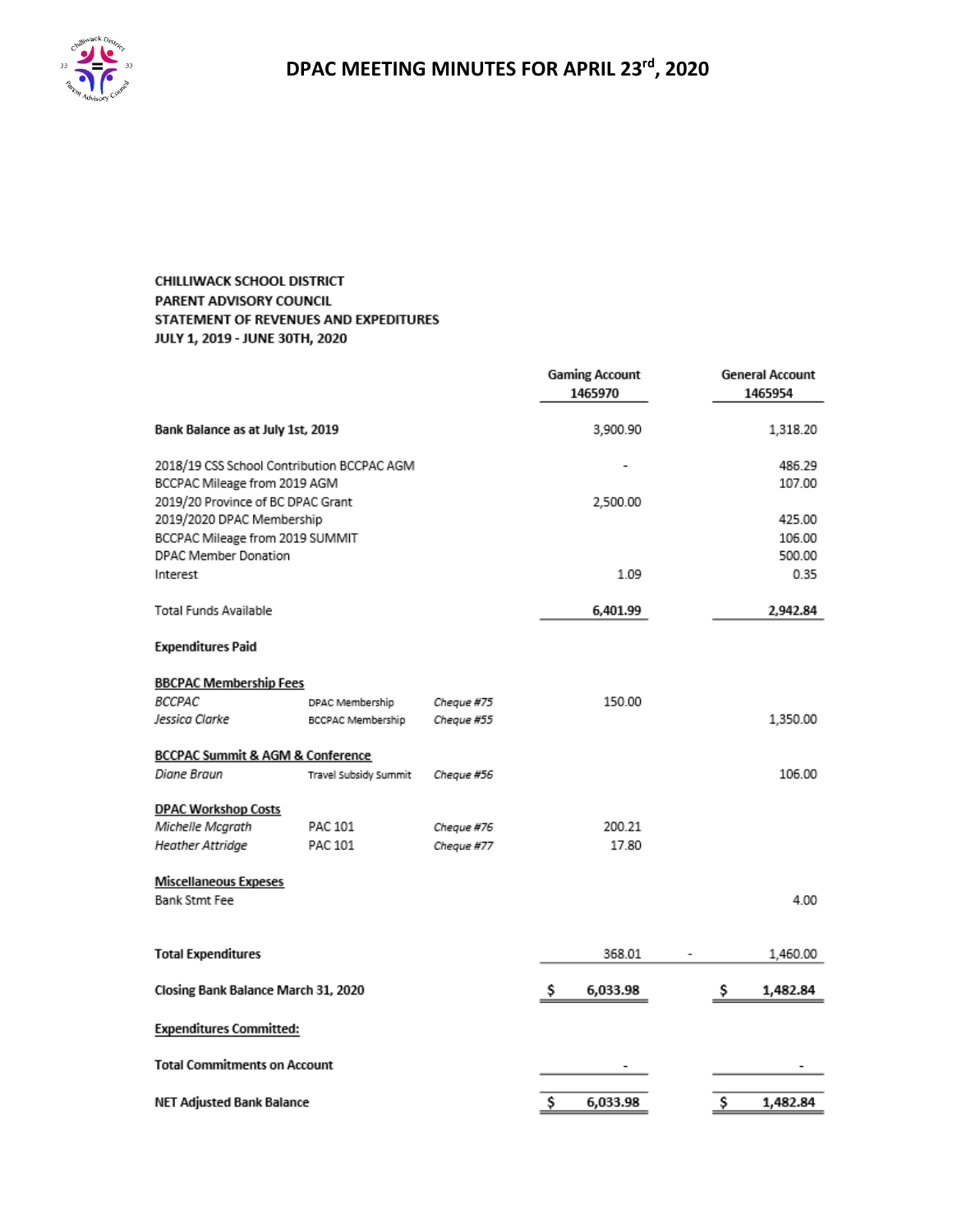# DPAC MEETING MINUTES FOR APRIL 23rd, 2020

**CHILLIWACK SCHOOL DISTRICT**
**PARENT ADVISORY COUNCIL**
**STATEMENT OF REVENUES AND EXPEDITURES**
**JULY 1, 2019 - JUNE 30TH, 2020**

| | | | Gaming Account 1465970 | | General Account 1465954 |
|---|---|---|---|---|---|
| **Bank Balance as at July 1st, 2019** | | | 3,900.90 | | 1,318.20 |
| 2018/19 CSS School Contribution BCCPAC AGM | | | - | | 486.29 |
| BCCPAC Mileage from 2019 AGM | | | | | 107.00 |
| 2019/20 Province of BC DPAC Grant | | | 2,500.00 | | |
| 2019/2020 DPAC Membership | | | | | 425.00 |
| BCCPAC Mileage from 2019 SUMMIT | | | | | 106.00 |
| DPAC Member Donation | | | | | 500.00 |
| Interest | | | 1.09 | | 0.35 |
| Total Funds Available | | | **6,401.99** | | **2,942.84** |
| **Expenditures Paid** | | | | | |
| **BBCPAC Membership Fees** | | | | | |
| *BCCPAC* | DPAC Membership | *Cheque #75* | 150.00 | | |
| *Jessica Clarke* | BCCPAC Membership | *Cheque #55* | | | 1,350.00 |
| **BCCPAC Summit & AGM & Conference** | | | | | |
| *Diane Braun* | Travel Subsidy Summit | *Cheque #56* | | | 106.00 |
| **DPAC Workshop Costs** | | | | | |
| *Michelle Mcgrath* | PAC 101 | *Cheque #76* | 200.21 | | |
| *Heather Attridge* | PAC 101 | *Cheque #77* | 17.80 | | |
| **Miscellaneous Expeses** | | | | | |
| Bank Stmt Fee | | | | | 4.00 |
| **Total Expenditures** | | | 368.01 | - | 1,460.00 |
| **Closing Bank Balance March 31, 2020** | | | **$ 6,033.98** | | **$ 1,482.84** |
| **Expenditures Committed:** | | | | | |
| **Total Commitments on Account** | | | - | | - |
| **NET Adjusted Bank Balance** | | | **$ 6,033.98** | | **$ 1,482.84** |